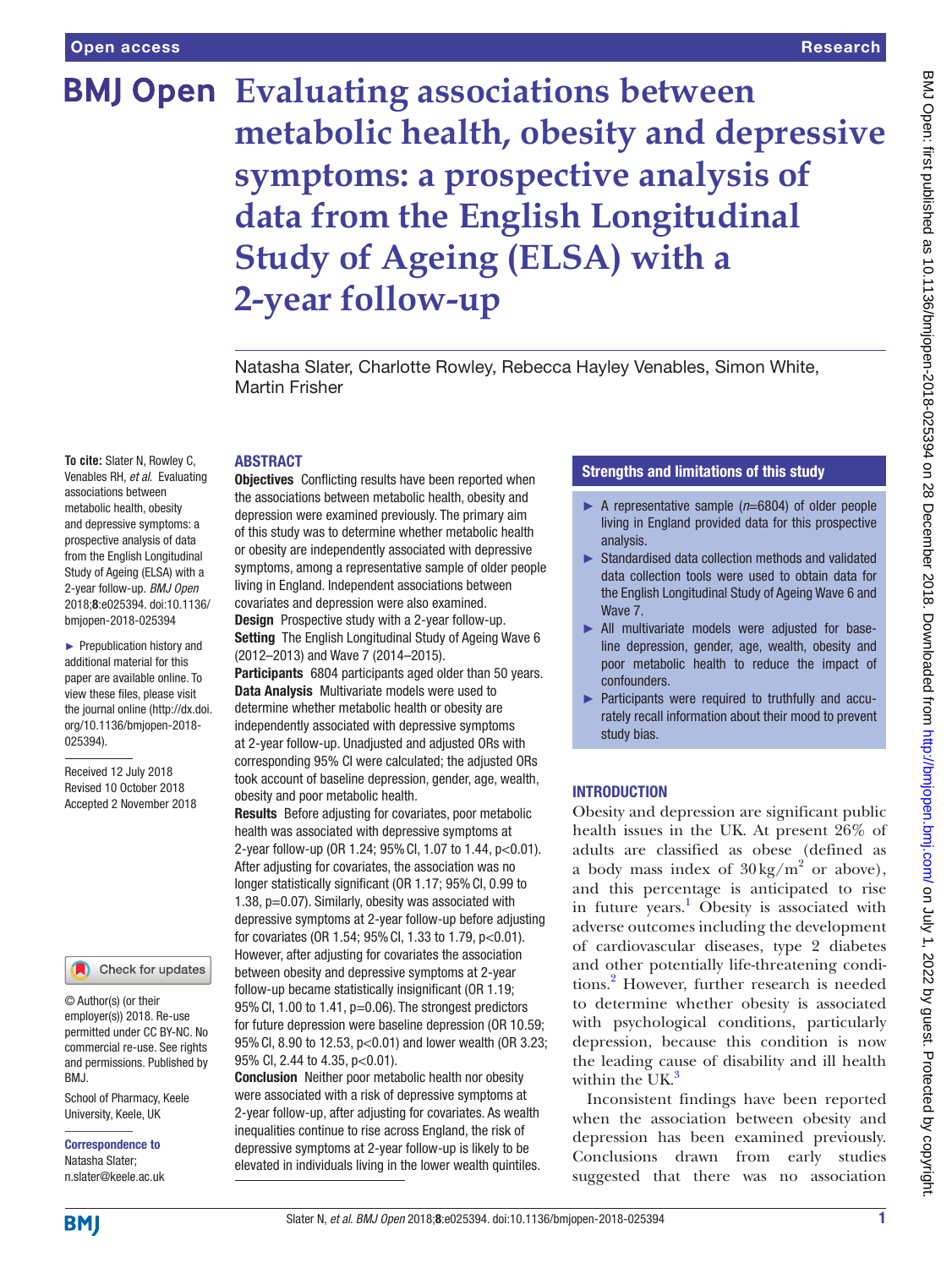# Evaluating associations between metabolic health, obesity and depressive symptoms: a prospective analysis of data from the English Longitudinal Study of Ageing (ELSA) with a 2-year follow-up

Natasha Slater, Charlotte Rowley, Rebecca Hayley Venables, Simon White, Martin Frisher

**To cite:** Slater N, Rowley C, Venables RH, *et al*. Evaluating associations between metabolic health, obesity and depressive symptoms: a prospective analysis of data from the English Longitudinal Study of Ageing (ELSA) with a 2-year follow-up. *BMJ Open* 2018;**8**:e025394. doi:10.1136/bmjopen-2018-025394

► Prepublication history and additional material for this paper are available online. To view these files, please visit the journal online (http://dx.doi.org/10.1136/bmjopen-2018-025394).

Received 12 July 2018
Revised 10 October 2018
Accepted 2 November 2018

© Author(s) (or their employer(s)) 2018. Re-use permitted under CC BY-NC. No commercial re-use. See rights and permissions. Published by BMJ.

School of Pharmacy, Keele University, Keele, UK

**Correspondence to**
Natasha Slater;
n.slater@keele.ac.uk

## ABSTRACT

**Objectives** Conflicting results have been reported when the associations between metabolic health, obesity and depression were examined previously. The primary aim of this study was to determine whether metabolic health or obesity are independently associated with depressive symptoms, among a representative sample of older people living in England. Independent associations between covariates and depression were also examined.

**Design** Prospective study with a 2-year follow-up.

**Setting** The English Longitudinal Study of Ageing Wave 6 (2012–2013) and Wave 7 (2014–2015).

**Participants** 6804 participants aged older than 50 years.

**Data Analysis** Multivariate models were used to determine whether metabolic health or obesity are independently associated with depressive symptoms at 2-year follow-up. Unadjusted and adjusted ORs with corresponding 95% CI were calculated; the adjusted ORs took account of baseline depression, gender, age, wealth, obesity and poor metabolic health.

**Results** Before adjusting for covariates, poor metabolic health was associated with depressive symptoms at 2-year follow-up (OR 1.24; 95% CI, 1.07 to 1.44, p<0.01). After adjusting for covariates, the association was no longer statistically significant (OR 1.17; 95% CI, 0.99 to 1.38, p=0.07). Similarly, obesity was associated with depressive symptoms at 2-year follow-up before adjusting for covariates (OR 1.54; 95% CI, 1.33 to 1.79, p<0.01). However, after adjusting for covariates the association between obesity and depressive symptoms at 2-year follow-up became statistically insignificant (OR 1.19; 95% CI, 1.00 to 1.41, p=0.06). The strongest predictors for future depression were baseline depression (OR 10.59; 95% CI, 8.90 to 12.53, p<0.01) and lower wealth (OR 3.23; 95% CI, 2.44 to 4.35, p<0.01).

**Conclusion** Neither poor metabolic health nor obesity were associated with a risk of depressive symptoms at 2-year follow-up, after adjusting for covariates. As wealth inequalities continue to rise across England, the risk of depressive symptoms at 2-year follow-up is likely to be elevated in individuals living in the lower wealth quintiles.

## Strengths and limitations of this study

- ► A representative sample (*n*=6804) of older people living in England provided data for this prospective analysis.
- ► Standardised data collection methods and validated data collection tools were used to obtain data for the English Longitudinal Study of Ageing Wave 6 and Wave 7.
- ► All multivariate models were adjusted for baseline depression, gender, age, wealth, obesity and poor metabolic health to reduce the impact of confounders.
- ► Participants were required to truthfully and accurately recall information about their mood to prevent study bias.

## INTRODUCTION

Obesity and depression are significant public health issues in the UK. At present 26% of adults are classified as obese (defined as a body mass index of 30 kg/m$^2$ or above), and this percentage is anticipated to rise in future years.[1] Obesity is associated with adverse outcomes including the development of cardiovascular diseases, type 2 diabetes and other potentially life-threatening conditions.[2] However, further research is needed to determine whether obesity is associated with psychological conditions, particularly depression, because this condition is now the leading cause of disability and ill health within the UK.[3]

Inconsistent findings have been reported when the association between obesity and depression has been examined previously. Conclusions drawn from early studies suggested that there was no association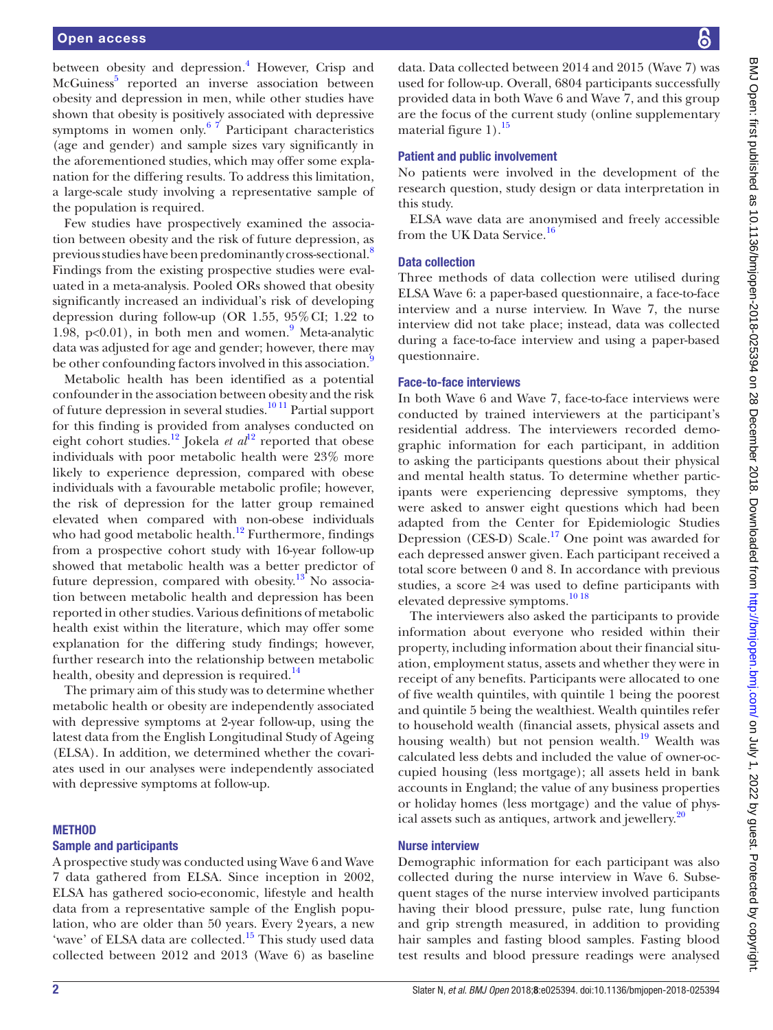between obesity and depression.[4] However, Crisp and McGuiness[5] reported an inverse association between obesity and depression in men, while other studies have shown that obesity is positively associated with depressive symptoms in women only.[6 7] Participant characteristics (age and gender) and sample sizes vary significantly in the aforementioned studies, which may offer some explanation for the differing results. To address this limitation, a large-scale study involving a representative sample of the population is required.

Few studies have prospectively examined the association between obesity and the risk of future depression, as previous studies have been predominantly cross-sectional.[8] Findings from the existing prospective studies were evaluated in a meta-analysis. Pooled ORs showed that obesity significantly increased an individual's risk of developing depression during follow-up (OR 1.55, 95% CI; 1.22 to 1.98, $p<0.01$), in both men and women.[9] Meta-analytic data was adjusted for age and gender; however, there may be other confounding factors involved in this association.[9]

Metabolic health has been identified as a potential confounder in the association between obesity and the risk of future depression in several studies.[10 11] Partial support for this finding is provided from analyses conducted on eight cohort studies.[12] Jokela *et al*[12] reported that obese individuals with poor metabolic health were 23% more likely to experience depression, compared with obese individuals with a favourable metabolic profile; however, the risk of depression for the latter group remained elevated when compared with non-obese individuals who had good metabolic health.[12] Furthermore, findings from a prospective cohort study with 16-year follow-up showed that metabolic health was a better predictor of future depression, compared with obesity.[13] No association between metabolic health and depression has been reported in other studies. Various definitions of metabolic health exist within the literature, which may offer some explanation for the differing study findings; however, further research into the relationship between metabolic health, obesity and depression is required.[14]

The primary aim of this study was to determine whether metabolic health or obesity are independently associated with depressive symptoms at 2-year follow-up, using the latest data from the English Longitudinal Study of Ageing (ELSA). In addition, we determined whether the covariates used in our analyses were independently associated with depressive symptoms at follow-up.

## METHOD

### Sample and participants

A prospective study was conducted using Wave 6 and Wave 7 data gathered from ELSA. Since inception in 2002, ELSA has gathered socio-economic, lifestyle and health data from a representative sample of the English population, who are older than 50 years. Every 2 years, a new 'wave' of ELSA data are collected.[15] This study used data collected between 2012 and 2013 (Wave 6) as baseline data. Data collected between 2014 and 2015 (Wave 7) was used for follow-up. Overall, 6804 participants successfully provided data in both Wave 6 and Wave 7, and this group are the focus of the current study (online supplementary material figure 1).[15]

### Patient and public involvement

No patients were involved in the development of the research question, study design or data interpretation in this study.

ELSA wave data are anonymised and freely accessible from the UK Data Service.[16]

### Data collection

Three methods of data collection were utilised during ELSA Wave 6: a paper-based questionnaire, a face-to-face interview and a nurse interview. In Wave 7, the nurse interview did not take place; instead, data was collected during a face-to-face interview and using a paper-based questionnaire.

### Face-to-face interviews

In both Wave 6 and Wave 7, face-to-face interviews were conducted by trained interviewers at the participant's residential address. The interviewers recorded demographic information for each participant, in addition to asking the participants questions about their physical and mental health status. To determine whether participants were experiencing depressive symptoms, they were asked to answer eight questions which had been adapted from the Center for Epidemiologic Studies Depression (CES-D) Scale.[17] One point was awarded for each depressed answer given. Each participant received a total score between 0 and 8. In accordance with previous studies, a score ≥4 was used to define participants with elevated depressive symptoms.[10 18]

The interviewers also asked the participants to provide information about everyone who resided within their property, including information about their financial situation, employment status, assets and whether they were in receipt of any benefits. Participants were allocated to one of five wealth quintiles, with quintile 1 being the poorest and quintile 5 being the wealthiest. Wealth quintiles refer to household wealth (financial assets, physical assets and housing wealth) but not pension wealth.[19] Wealth was calculated less debts and included the value of owner-occupied housing (less mortgage); all assets held in bank accounts in England; the value of any business properties or holiday homes (less mortgage) and the value of physical assets such as antiques, artwork and jewellery.[20]

### Nurse interview

Demographic information for each participant was also collected during the nurse interview in Wave 6. Subsequent stages of the nurse interview involved participants having their blood pressure, pulse rate, lung function and grip strength measured, in addition to providing hair samples and fasting blood samples. Fasting blood test results and blood pressure readings were analysed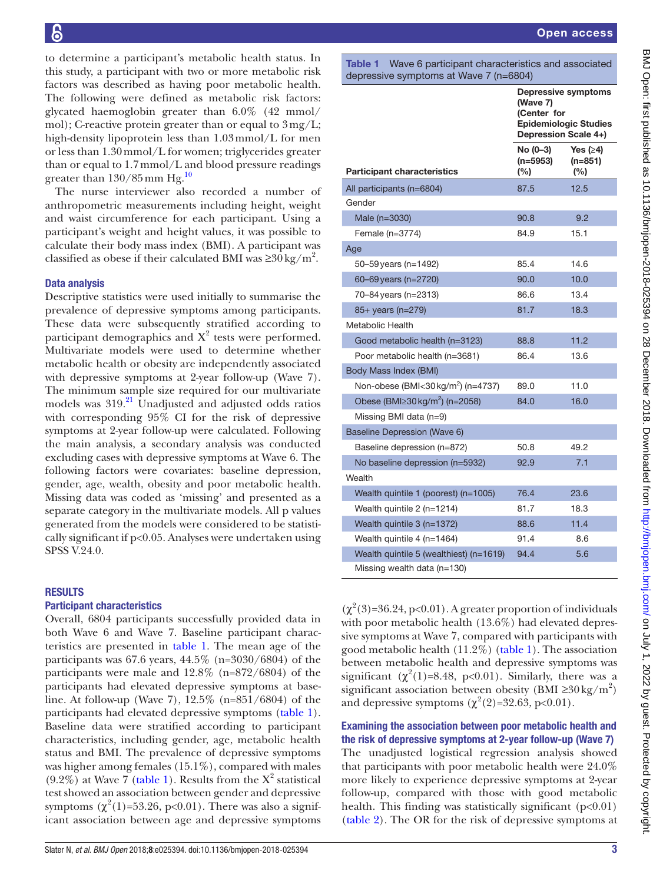to determine a participant's metabolic health status. In this study, a participant with two or more metabolic risk factors was described as having poor metabolic health. The following were defined as metabolic risk factors: glycated haemoglobin greater than 6.0% (42 mmol/mol); C-reactive protein greater than or equal to 3 mg/L; high-density lipoprotein less than 1.03 mmol/L for men or less than 1.30 mmol/L for women; triglycerides greater than or equal to 1.7 mmol/L and blood pressure readings greater than 130/85 mm Hg.[10]

The nurse interviewer also recorded a number of anthropometric measurements including height, weight and waist circumference for each participant. Using a participant's weight and height values, it was possible to calculate their body mass index (BMI). A participant was classified as obese if their calculated BMI was ≥30 kg/m$^2$.

### Data analysis

Descriptive statistics were used initially to summarise the prevalence of depressive symptoms among participants. These data were subsequently stratified according to participant demographics and $X^2$ tests were performed. Multivariate models were used to determine whether metabolic health or obesity are independently associated with depressive symptoms at 2-year follow-up (Wave 7). The minimum sample size required for our multivariate models was 319.[21] Unadjusted and adjusted odds ratios with corresponding 95% CI for the risk of depressive symptoms at 2-year follow-up were calculated. Following the main analysis, a secondary analysis was conducted excluding cases with depressive symptoms at Wave 6. The following factors were covariates: baseline depression, gender, age, wealth, obesity and poor metabolic health. Missing data was coded as 'missing' and presented as a separate category in the multivariate models. All p values generated from the models were considered to be statistically significant if p<0.05. Analyses were undertaken using SPSS V.24.0.

## RESULTS

### Participant characteristics

Overall, 6804 participants successfully provided data in both Wave 6 and Wave 7. Baseline participant characteristics are presented in table 1. The mean age of the participants was 67.6 years, 44.5% (n=3030/6804) of the participants were male and 12.8% (n=872/6804) of the participants had elevated depressive symptoms at baseline. At follow-up (Wave 7), 12.5% (n=851/6804) of the participants had elevated depressive symptoms (table 1). Baseline data were stratified according to participant characteristics, including gender, age, metabolic health status and BMI. The prevalence of depressive symptoms was higher among females (15.1%), compared with males (9.2%) at Wave 7 (table 1). Results from the $X^2$ statistical test showed an association between gender and depressive symptoms ($\chi^2(1)$=53.26, p<0.01). There was also a significant association between age and depressive symptoms ($\chi^2(3)$=36.24, p<0.01). A greater proportion of individuals with poor metabolic health (13.6%) had elevated depressive symptoms at Wave 7, compared with participants with good metabolic health (11.2%) (table 1). The association between metabolic health and depressive symptoms was significant ($\chi^2(1)$=8.48, p<0.01). Similarly, there was a significant association between obesity (BMI ≥30 kg/m$^2$) and depressive symptoms ($\chi^2(2)$=32.63, p<0.01).

**Table 1** Wave 6 participant characteristics and associated depressive symptoms at Wave 7 (n=6804)

| Participant characteristics | Depressive symptoms (Wave 7) (Center for Epidemiologic Studies Depression Scale 4+) No (0–3) (n=5953) (%) | Yes (≥4) (n=851) (%) |
|---|---|---|
| All participants (n=6804) | 87.5 | 12.5 |
| Gender | | |
| Male (n=3030) | 90.8 | 9.2 |
| Female (n=3774) | 84.9 | 15.1 |
| Age | | |
| 50–59 years (n=1492) | 85.4 | 14.6 |
| 60–69 years (n=2720) | 90.0 | 10.0 |
| 70–84 years (n=2313) | 86.6 | 13.4 |
| 85+ years (n=279) | 81.7 | 18.3 |
| Metabolic Health | | |
| Good metabolic health (n=3123) | 88.8 | 11.2 |
| Poor metabolic health (n=3681) | 86.4 | 13.6 |
| Body Mass Index (BMI) | | |
| Non-obese (BMI<30 kg/m$^2$) (n=4737) | 89.0 | 11.0 |
| Obese (BMI≥30 kg/m$^2$) (n=2058) | 84.0 | 16.0 |
| Missing BMI data (n=9) | | |
| Baseline Depression (Wave 6) | | |
| Baseline depression (n=872) | 50.8 | 49.2 |
| No baseline depression (n=5932) | 92.9 | 7.1 |
| Wealth | | |
| Wealth quintile 1 (poorest) (n=1005) | 76.4 | 23.6 |
| Wealth quintile 2 (n=1214) | 81.7 | 18.3 |
| Wealth quintile 3 (n=1372) | 88.6 | 11.4 |
| Wealth quintile 4 (n=1464) | 91.4 | 8.6 |
| Wealth quintile 5 (wealthiest) (n=1619) | 94.4 | 5.6 |
| Missing wealth data (n=130) | | |

### Examining the association between poor metabolic health and the risk of depressive symptoms at 2-year follow-up (Wave 7)

The unadjusted logistical regression analysis showed that participants with poor metabolic health were 24.0% more likely to experience depressive symptoms at 2-year follow-up, compared with those with good metabolic health. This finding was statistically significant (p<0.01) (table 2). The OR for the risk of depressive symptoms at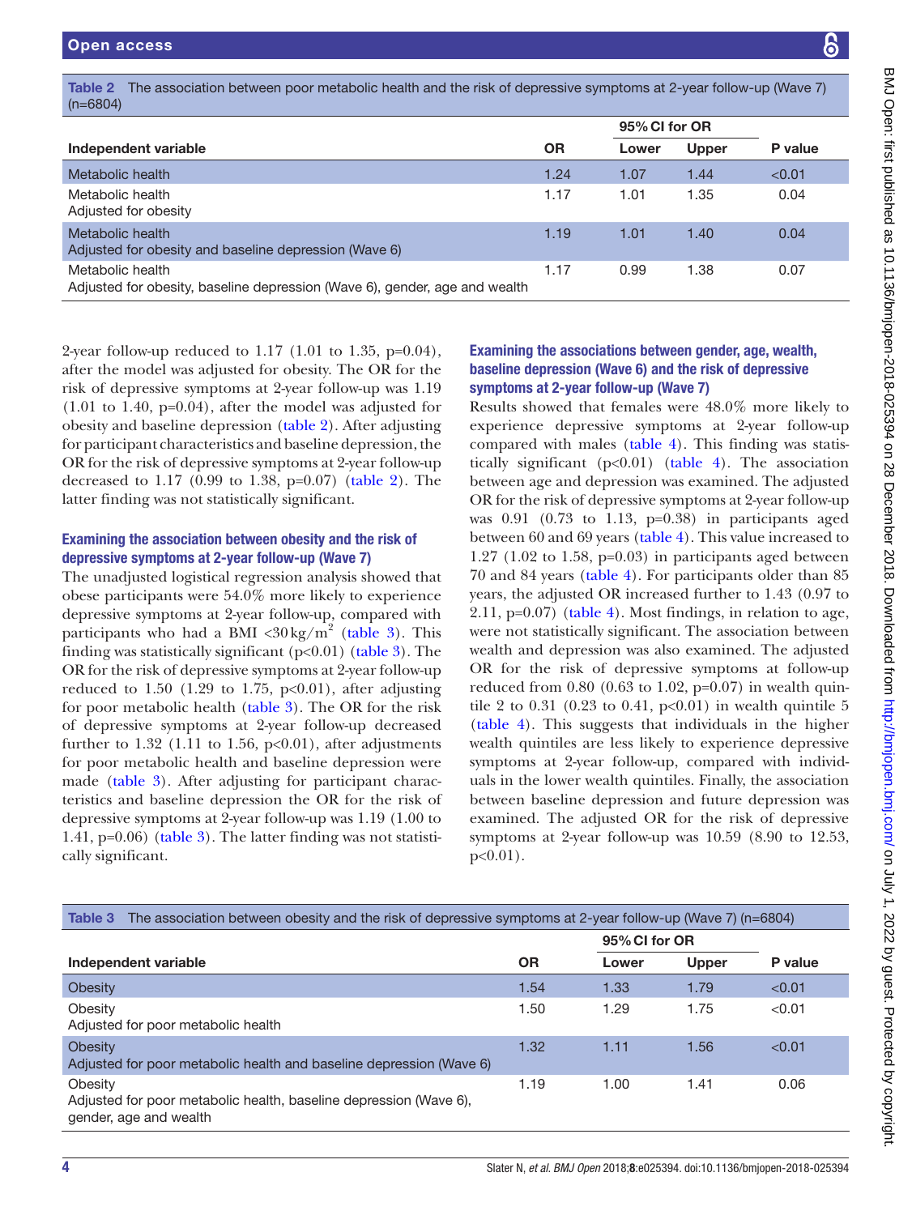Table 2 The association between poor metabolic health and the risk of depressive symptoms at 2-year follow-up (Wave 7) (n=6804)

| Independent variable | OR | 95% CI for OR | | P value |
|---|---|---|---|---|
| | | Lower | Upper | |
| Metabolic health | 1.24 | 1.07 | 1.44 | <0.01 |
| Metabolic health<br>Adjusted for obesity | 1.17 | 1.01 | 1.35 | 0.04 |
| Metabolic health<br>Adjusted for obesity and baseline depression (Wave 6) | 1.19 | 1.01 | 1.40 | 0.04 |
| Metabolic health<br>Adjusted for obesity, baseline depression (Wave 6), gender, age and wealth | 1.17 | 0.99 | 1.38 | 0.07 |

2-year follow-up reduced to 1.17 (1.01 to 1.35, p=0.04), after the model was adjusted for obesity. The OR for the risk of depressive symptoms at 2-year follow-up was 1.19 (1.01 to 1.40, p=0.04), after the model was adjusted for obesity and baseline depression (table 2). After adjusting for participant characteristics and baseline depression, the OR for the risk of depressive symptoms at 2-year follow-up decreased to 1.17 (0.99 to 1.38, p=0.07) (table 2). The latter finding was not statistically significant.

### Examining the association between obesity and the risk of depressive symptoms at 2-year follow-up (Wave 7)

The unadjusted logistical regression analysis showed that obese participants were 54.0% more likely to experience depressive symptoms at 2-year follow-up, compared with participants who had a BMI <30 kg/m$^2$ (table 3). This finding was statistically significant (p<0.01) (table 3). The OR for the risk of depressive symptoms at 2-year follow-up reduced to 1.50 (1.29 to 1.75, p<0.01), after adjusting for poor metabolic health (table 3). The OR for the risk of depressive symptoms at 2-year follow-up decreased further to 1.32 (1.11 to 1.56, p<0.01), after adjustments for poor metabolic health and baseline depression were made (table 3). After adjusting for participant characteristics and baseline depression the OR for the risk of depressive symptoms at 2-year follow-up was 1.19 (1.00 to 1.41, p=0.06) (table 3). The latter finding was not statistically significant.

### Examining the associations between gender, age, wealth, baseline depression (Wave 6) and the risk of depressive symptoms at 2-year follow-up (Wave 7)

Results showed that females were 48.0% more likely to experience depressive symptoms at 2-year follow-up compared with males (table 4). This finding was statistically significant (p<0.01) (table 4). The association between age and depression was examined. The adjusted OR for the risk of depressive symptoms at 2-year follow-up was 0.91 (0.73 to 1.13, p=0.38) in participants aged between 60 and 69 years (table 4). This value increased to 1.27 (1.02 to 1.58, p=0.03) in participants aged between 70 and 84 years (table 4). For participants older than 85 years, the adjusted OR increased further to 1.43 (0.97 to 2.11, p=0.07) (table 4). Most findings, in relation to age, were not statistically significant. The association between wealth and depression was also examined. The adjusted OR for the risk of depressive symptoms at follow-up reduced from 0.80 (0.63 to 1.02, p=0.07) in wealth quintile 2 to 0.31 (0.23 to 0.41, p<0.01) in wealth quintile 5 (table 4). This suggests that individuals in the higher wealth quintiles are less likely to experience depressive symptoms at 2-year follow-up, compared with individuals in the lower wealth quintiles. Finally, the association between baseline depression and future depression was examined. The adjusted OR for the risk of depressive symptoms at 2-year follow-up was 10.59 (8.90 to 12.53, p<0.01).

Table 3 The association between obesity and the risk of depressive symptoms at 2-year follow-up (Wave 7) (n=6804)

| Independent variable | OR | 95% CI for OR | | P value |
|---|---|---|---|---|
| | | Lower | Upper | |
| Obesity | 1.54 | 1.33 | 1.79 | <0.01 |
| Obesity<br>Adjusted for poor metabolic health | 1.50 | 1.29 | 1.75 | <0.01 |
| Obesity<br>Adjusted for poor metabolic health and baseline depression (Wave 6) | 1.32 | 1.11 | 1.56 | <0.01 |
| Obesity<br>Adjusted for poor metabolic health, baseline depression (Wave 6), gender, age and wealth | 1.19 | 1.00 | 1.41 | 0.06 |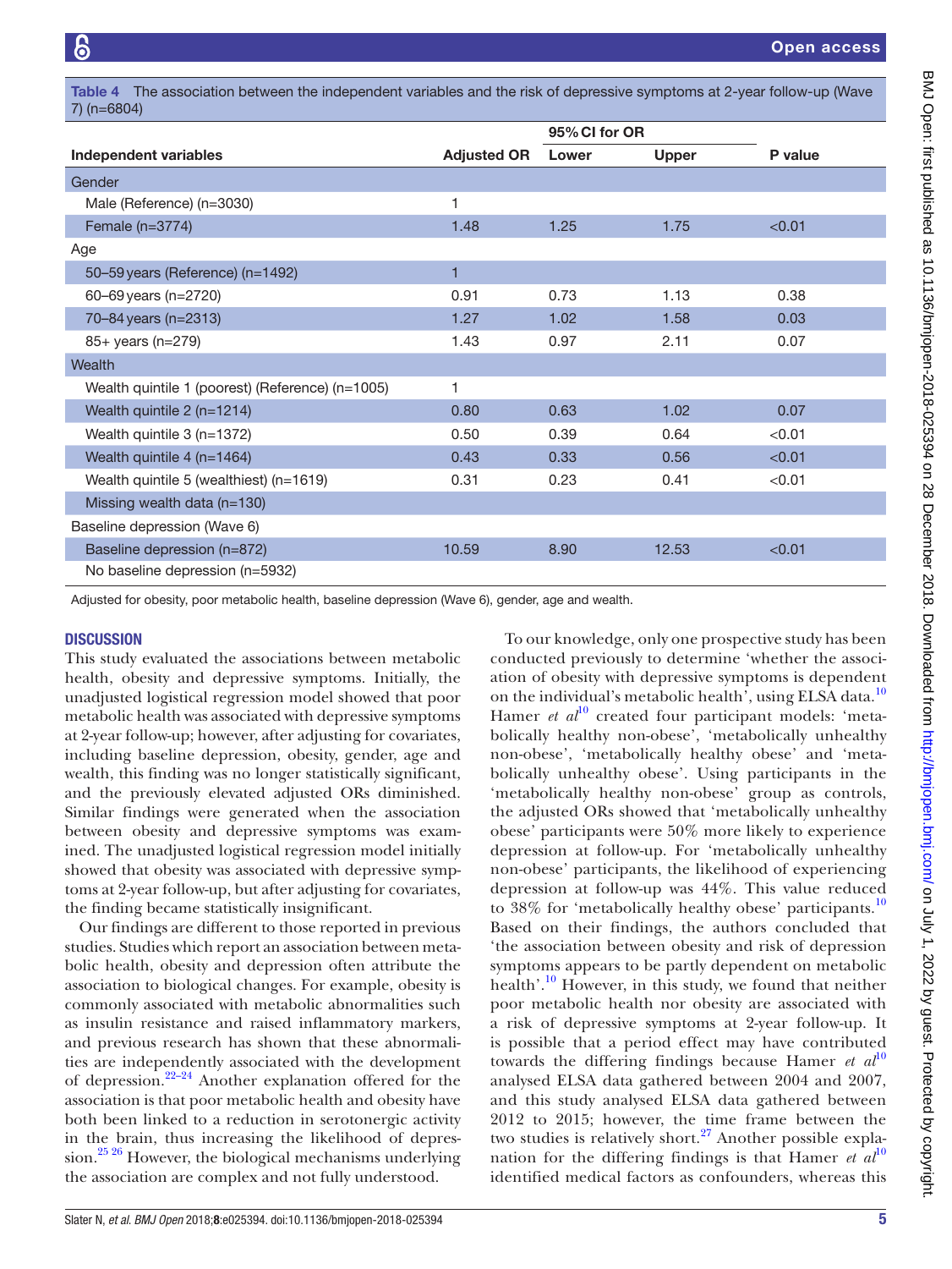**Table 4** The association between the independent variables and the risk of depressive symptoms at 2-year follow-up (Wave 7) (n=6804)

| Independent variables | Adjusted OR | 95% CI for OR | | P value |
|---|---|---|---|---|
| | | Lower | Upper | |
| Gender | | | | |
| Male (Reference) (n=3030) | 1 | | | |
| Female (n=3774) | 1.48 | 1.25 | 1.75 | <0.01 |
| Age | | | | |
| 50–59 years (Reference) (n=1492) | 1 | | | |
| 60–69 years (n=2720) | 0.91 | 0.73 | 1.13 | 0.38 |
| 70–84 years (n=2313) | 1.27 | 1.02 | 1.58 | 0.03 |
| 85+ years (n=279) | 1.43 | 0.97 | 2.11 | 0.07 |
| Wealth | | | | |
| Wealth quintile 1 (poorest) (Reference) (n=1005) | 1 | | | |
| Wealth quintile 2 (n=1214) | 0.80 | 0.63 | 1.02 | 0.07 |
| Wealth quintile 3 (n=1372) | 0.50 | 0.39 | 0.64 | <0.01 |
| Wealth quintile 4 (n=1464) | 0.43 | 0.33 | 0.56 | <0.01 |
| Wealth quintile 5 (wealthiest) (n=1619) | 0.31 | 0.23 | 0.41 | <0.01 |
| Missing wealth data (n=130) | | | | |
| Baseline depression (Wave 6) | | | | |
| Baseline depression (n=872) | 10.59 | 8.90 | 12.53 | <0.01 |
| No baseline depression (n=5932) | | | | |

Adjusted for obesity, poor metabolic health, baseline depression (Wave 6), gender, age and wealth.

## DISCUSSION

This study evaluated the associations between metabolic health, obesity and depressive symptoms. Initially, the unadjusted logistical regression model showed that poor metabolic health was associated with depressive symptoms at 2-year follow-up; however, after adjusting for covariates, including baseline depression, obesity, gender, age and wealth, this finding was no longer statistically significant, and the previously elevated adjusted ORs diminished. Similar findings were generated when the association between obesity and depressive symptoms was examined. The unadjusted logistical regression model initially showed that obesity was associated with depressive symptoms at 2-year follow-up, but after adjusting for covariates, the finding became statistically insignificant.

Our findings are different to those reported in previous studies. Studies which report an association between metabolic health, obesity and depression often attribute the association to biological changes. For example, obesity is commonly associated with metabolic abnormalities such as insulin resistance and raised inflammatory markers, and previous research has shown that these abnormalities are independently associated with the development of depression.[22–24] Another explanation offered for the association is that poor metabolic health and obesity have both been linked to a reduction in serotonergic activity in the brain, thus increasing the likelihood of depression.[25 26] However, the biological mechanisms underlying the association are complex and not fully understood.

To our knowledge, only one prospective study has been conducted previously to determine 'whether the association of obesity with depressive symptoms is dependent on the individual's metabolic health', using ELSA data.[10] Hamer *et al*[10] created four participant models: 'metabolically healthy non-obese', 'metabolically unhealthy non-obese', 'metabolically healthy obese' and 'metabolically unhealthy obese'. Using participants in the 'metabolically healthy non-obese' group as controls, the adjusted ORs showed that 'metabolically unhealthy obese' participants were 50% more likely to experience depression at follow-up. For 'metabolically unhealthy non-obese' participants, the likelihood of experiencing depression at follow-up was 44%. This value reduced to 38% for 'metabolically healthy obese' participants.[10] Based on their findings, the authors concluded that 'the association between obesity and risk of depression symptoms appears to be partly dependent on metabolic health'.[10] However, in this study, we found that neither poor metabolic health nor obesity are associated with a risk of depressive symptoms at 2-year follow-up. It is possible that a period effect may have contributed towards the differing findings because Hamer *et al*[10] analysed ELSA data gathered between 2004 and 2007, and this study analysed ELSA data gathered between 2012 to 2015; however, the time frame between the two studies is relatively short.[27] Another possible explanation for the differing findings is that Hamer *et al*[10] identified medical factors as confounders, whereas this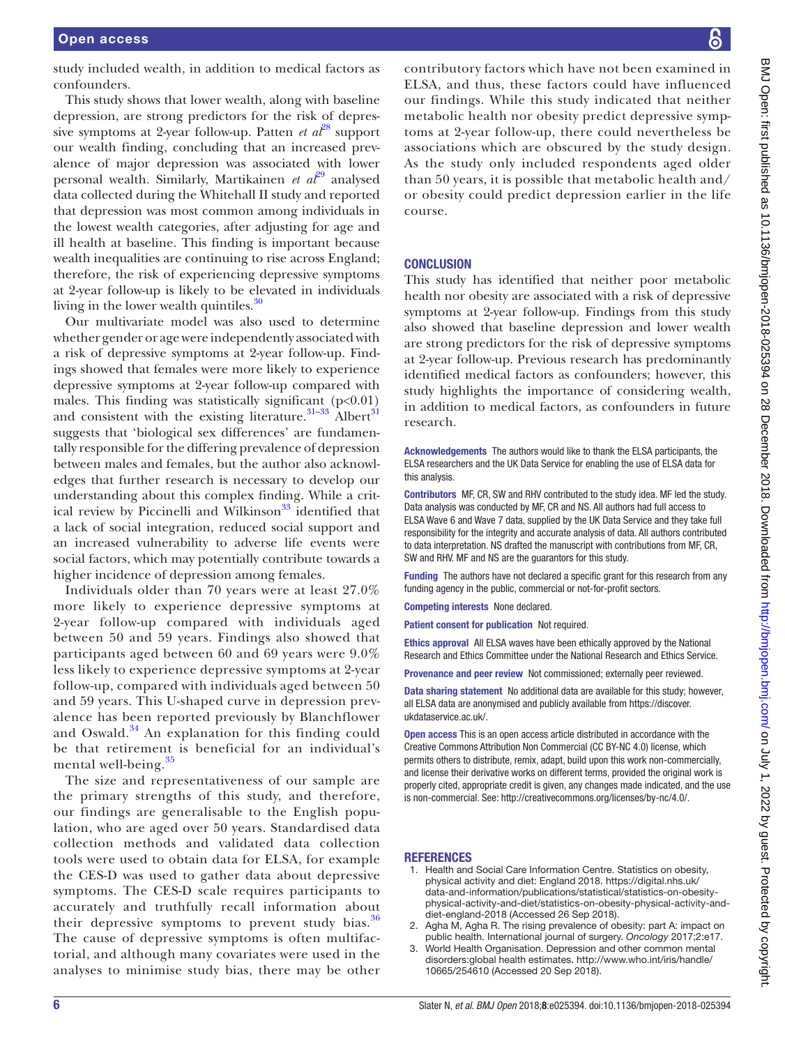study included wealth, in addition to medical factors as confounders.

This study shows that lower wealth, along with baseline depression, are strong predictors for the risk of depressive symptoms at 2-year follow-up. Patten *et al*[28] support our wealth finding, concluding that an increased prevalence of major depression was associated with lower personal wealth. Similarly, Martikainen *et al*[29] analysed data collected during the Whitehall II study and reported that depression was most common among individuals in the lowest wealth categories, after adjusting for age and ill health at baseline. This finding is important because wealth inequalities are continuing to rise across England; therefore, the risk of experiencing depressive symptoms at 2-year follow-up is likely to be elevated in individuals living in the lower wealth quintiles.[30]

Our multivariate model was also used to determine whether gender or age were independently associated with a risk of depressive symptoms at 2-year follow-up. Findings showed that females were more likely to experience depressive symptoms at 2-year follow-up compared with males. This finding was statistically significant ($p<0.01$) and consistent with the existing literature.[31–33] Albert[31] suggests that 'biological sex differences' are fundamentally responsible for the differing prevalence of depression between males and females, but the author also acknowledges that further research is necessary to develop our understanding about this complex finding. While a critical review by Piccinelli and Wilkinson[33] identified that a lack of social integration, reduced social support and an increased vulnerability to adverse life events were social factors, which may potentially contribute towards a higher incidence of depression among females.

Individuals older than 70 years were at least 27.0% more likely to experience depressive symptoms at 2-year follow-up compared with individuals aged between 50 and 59 years. Findings also showed that participants aged between 60 and 69 years were 9.0% less likely to experience depressive symptoms at 2-year follow-up, compared with individuals aged between 50 and 59 years. This U-shaped curve in depression prevalence has been reported previously by Blanchflower and Oswald.[34] An explanation for this finding could be that retirement is beneficial for an individual's mental well-being.[35]

The size and representativeness of our sample are the primary strengths of this study, and therefore, our findings are generalisable to the English population, who are aged over 50 years. Standardised data collection methods and validated data collection tools were used to obtain data for ELSA, for example the CES-D was used to gather data about depressive symptoms. The CES-D scale requires participants to accurately and truthfully recall information about their depressive symptoms to prevent study bias.[36] The cause of depressive symptoms is often multifactorial, and although many covariates were used in the analyses to minimise study bias, there may be other contributory factors which have not been examined in ELSA, and thus, these factors could have influenced our findings. While this study indicated that neither metabolic health nor obesity predict depressive symptoms at 2-year follow-up, there could nevertheless be associations which are obscured by the study design. As the study only included respondents aged older than 50 years, it is possible that metabolic health and/or obesity could predict depression earlier in the life course.

## CONCLUSION

This study has identified that neither poor metabolic health nor obesity are associated with a risk of depressive symptoms at 2-year follow-up. Findings from this study also showed that baseline depression and lower wealth are strong predictors for the risk of depressive symptoms at 2-year follow-up. Previous research has predominantly identified medical factors as confounders; however, this study highlights the importance of considering wealth, in addition to medical factors, as confounders in future research.

**Acknowledgements** The authors would like to thank the ELSA participants, the ELSA researchers and the UK Data Service for enabling the use of ELSA data for this analysis.

**Contributors** MF, CR, SW and RHV contributed to the study idea. MF led the study. Data analysis was conducted by MF, CR and NS. All authors had full access to ELSA Wave 6 and Wave 7 data, supplied by the UK Data Service and they take full responsibility for the integrity and accurate analysis of data. All authors contributed to data interpretation. NS drafted the manuscript with contributions from MF, CR, SW and RHV. MF and NS are the guarantors for this study.

**Funding** The authors have not declared a specific grant for this research from any funding agency in the public, commercial or not-for-profit sectors.

**Competing interests** None declared.

**Patient consent for publication** Not required.

**Ethics approval** All ELSA waves have been ethically approved by the National Research and Ethics Committee under the National Research and Ethics Service.

**Provenance and peer review** Not commissioned; externally peer reviewed.

**Data sharing statement** No additional data are available for this study; however, all ELSA data are anonymised and publicly available from https://discover.ukdataservice.ac.uk/.

**Open access** This is an open access article distributed in accordance with the Creative Commons Attribution Non Commercial (CC BY-NC 4.0) license, which permits others to distribute, remix, adapt, build upon this work non-commercially, and license their derivative works on different terms, provided the original work is properly cited, appropriate credit is given, any changes made indicated, and the use is non-commercial. See: http://creativecommons.org/licenses/by-nc/4.0/.

## REFERENCES

1. Health and Social Care Information Centre. Statistics on obesity, physical activity and diet: England 2018. https://digital.nhs.uk/data-and-information/publications/statistical/statistics-on-obesity-physical-activity-and-diet/statistics-on-obesity-physical-activity-and-diet-england-2018 (Accessed 26 Sep 2018).
2. Agha M, Agha R. The rising prevalence of obesity: part A: impact on public health. International journal of surgery. *Oncology* 2017;2:e17.
3. World Health Organisation. Depression and other common mental disorders:global health estimates. http://www.who.int/iris/handle/10665/254610 (Accessed 20 Sep 2018).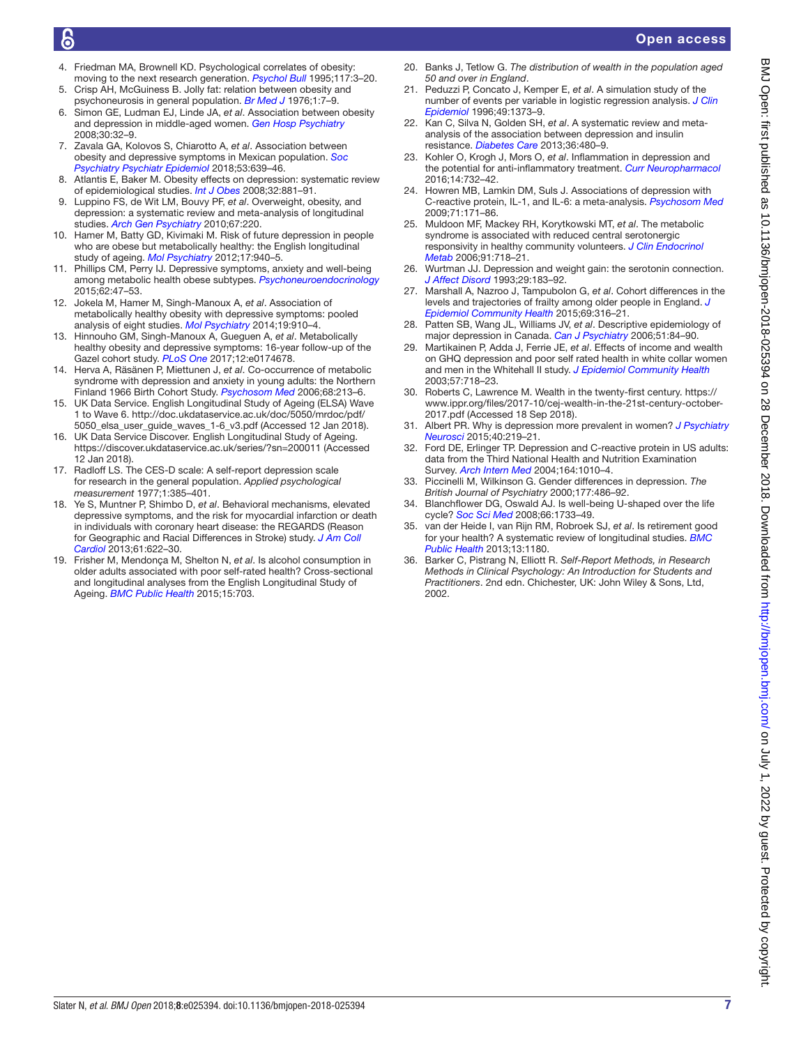4. Friedman MA, Brownell KD. Psychological correlates of obesity: moving to the next research generation. *Psychol Bull* 1995;117:3–20.
5. Crisp AH, McGuiness B. Jolly fat: relation between obesity and psychoneurosis in general population. *Br Med J* 1976;1:7–9.
6. Simon GE, Ludman EJ, Linde JA, *et al*. Association between obesity and depression in middle-aged women. *Gen Hosp Psychiatry* 2008;30:32–9.
7. Zavala GA, Kolovos S, Chiarotto A, *et al*. Association between obesity and depressive symptoms in Mexican population. *Soc Psychiatry Psychiatr Epidemiol* 2018;53:639–46.
8. Atlantis E, Baker M. Obesity effects on depression: systematic review of epidemiological studies. *Int J Obes* 2008;32:881–91.
9. Luppino FS, de Wit LM, Bouvy PF, *et al*. Overweight, obesity, and depression: a systematic review and meta-analysis of longitudinal studies. *Arch Gen Psychiatry* 2010;67:220.
10. Hamer M, Batty GD, Kivimaki M. Risk of future depression in people who are obese but metabolically healthy: the English longitudinal study of ageing. *Mol Psychiatry* 2012;17:940–5.
11. Phillips CM, Perry IJ. Depressive symptoms, anxiety and well-being among metabolic health obese subtypes. *Psychoneuroendocrinology* 2015;62:47–53.
12. Jokela M, Hamer M, Singh-Manoux A, *et al*. Association of metabolically healthy obesity with depressive symptoms: pooled analysis of eight studies. *Mol Psychiatry* 2014;19:910–4.
13. Hinnouho GM, Singh-Manoux A, Gueguen A, *et al*. Metabolically healthy obesity and depressive symptoms: 16-year follow-up of the Gazel cohort study. *PLoS One* 2017;12:e0174678.
14. Herva A, Räsänen P, Miettunen J, *et al*. Co-occurrence of metabolic syndrome with depression and anxiety in young adults: the Northern Finland 1966 Birth Cohort Study. *Psychosom Med* 2006;68:213–6.
15. UK Data Service. English Longitudinal Study of Ageing (ELSA) Wave 1 to Wave 6. http://doc.ukdataservice.ac.uk/doc/5050/mrdoc/pdf/5050_elsa_user_guide_waves_1-6_v3.pdf (Accessed 12 Jan 2018).
16. UK Data Service Discover. English Longitudinal Study of Ageing. https://discover.ukdataservice.ac.uk/series/?sn=200011 (Accessed 12 Jan 2018).
17. Radloff LS. The CES-D scale: A self-report depression scale for research in the general population. *Applied psychological measurement* 1977;1:385–401.
18. Ye S, Muntner P, Shimbo D, *et al*. Behavioral mechanisms, elevated depressive symptoms, and the risk for myocardial infarction or death in individuals with coronary heart disease: the REGARDS (Reason for Geographic and Racial Differences in Stroke) study. *J Am Coll Cardiol* 2013;61:622–30.
19. Frisher M, Mendonça M, Shelton N, *et al*. Is alcohol consumption in older adults associated with poor self-rated health? Cross-sectional and longitudinal analyses from the English Longitudinal Study of Ageing. *BMC Public Health* 2015;15:703.
20. Banks J, Tetlow G. *The distribution of wealth in the population aged 50 and over in England*.
21. Peduzzi P, Concato J, Kemper E, *et al*. A simulation study of the number of events per variable in logistic regression analysis. *J Clin Epidemiol* 1996;49:1373–9.
22. Kan C, Silva N, Golden SH, *et al*. A systematic review and meta-analysis of the association between depression and insulin resistance. *Diabetes Care* 2013;36:480–9.
23. Kohler O, Krogh J, Mors O, *et al*. Inflammation in depression and the potential for anti-inflammatory treatment. *Curr Neuropharmacol* 2016;14:732–42.
24. Howren MB, Lamkin DM, Suls J. Associations of depression with C-reactive protein, IL-1, and IL-6: a meta-analysis. *Psychosom Med* 2009;71:171–86.
25. Muldoon MF, Mackey RH, Korytkowski MT, *et al*. The metabolic syndrome is associated with reduced central serotonergic responsivity in healthy community volunteers. *J Clin Endocrinol Metab* 2006;91:718–21.
26. Wurtman JJ. Depression and weight gain: the serotonin connection. *J Affect Disord* 1993;29:183–92.
27. Marshall A, Nazroo J, Tampubolon G, *et al*. Cohort differences in the levels and trajectories of frailty among older people in England. *J Epidemiol Community Health* 2015;69:316–21.
28. Patten SB, Wang JL, Williams JV, *et al*. Descriptive epidemiology of major depression in Canada. *Can J Psychiatry* 2006;51:84–90.
29. Martikainen P, Adda J, Ferrie JE, *et al*. Effects of income and wealth on GHQ depression and poor self rated health in white collar women and men in the Whitehall II study. *J Epidemiol Community Health* 2003;57:718–23.
30. Roberts C, Lawrence M. Wealth in the twenty-first century. https://www.ippr.org/files/2017-10/cej-wealth-in-the-21st-century-october-2017.pdf (Accessed 18 Sep 2018).
31. Albert PR. Why is depression more prevalent in women? *J Psychiatry Neurosci* 2015;40:219–21.
32. Ford DE, Erlinger TP. Depression and C-reactive protein in US adults: data from the Third National Health and Nutrition Examination Survey. *Arch Intern Med* 2004;164:1010–4.
33. Piccinelli M, Wilkinson G. Gender differences in depression. *The British Journal of Psychiatry* 2000;177:486–92.
34. Blanchflower DG, Oswald AJ. Is well-being U-shaped over the life cycle? *Soc Sci Med* 2008;66:1733–49.
35. van der Heide I, van Rijn RM, Robroek SJ, *et al*. Is retirement good for your health? A systematic review of longitudinal studies. *BMC Public Health* 2013;13:1180.
36. Barker C, Pistrang N, Elliott R. *Self-Report Methods, in Research Methods in Clinical Psychology: An Introduction for Students and Practitioners*. 2nd edn. Chichester, UK: John Wiley & Sons, Ltd, 2002.